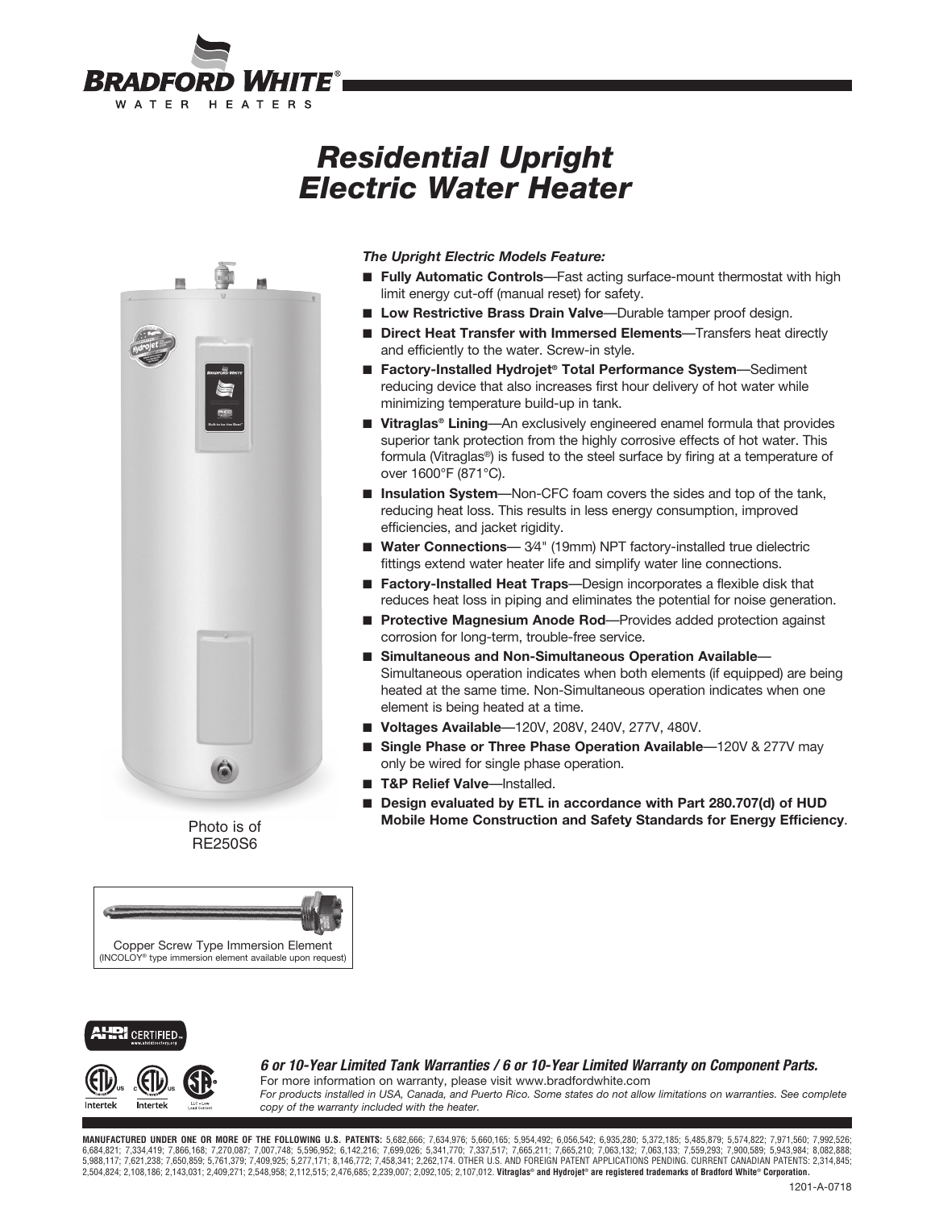# Residential Upright Electric Water Heater

Photo is of RE250S6

***The Upright Electric Models Feature:***

- **Fully Automatic Controls**—Fast acting surface-mount thermostat with high limit energy cut-off (manual reset) for safety.
- **Low Restrictive Brass Drain Valve**—Durable tamper proof design.
- **Direct Heat Transfer with Immersed Elements**—Transfers heat directly and efficiently to the water. Screw-in style.
- **Factory-Installed Hydrojet® Total Performance System**—Sediment reducing device that also increases first hour delivery of hot water while minimizing temperature build-up in tank.
- **Vitraglas® Lining**—An exclusively engineered enamel formula that provides superior tank protection from the highly corrosive effects of hot water. This formula (Vitraglas®) is fused to the steel surface by firing at a temperature of over 1600°F (871°C).
- **Insulation System**—Non-CFC foam covers the sides and top of the tank, reducing heat loss. This results in less energy consumption, improved efficiencies, and jacket rigidity.
- **Water Connections**— 3⁄4" (19mm) NPT factory-installed true dielectric fittings extend water heater life and simplify water line connections.
- **Factory-Installed Heat Traps**—Design incorporates a flexible disk that reduces heat loss in piping and eliminates the potential for noise generation.
- **Protective Magnesium Anode Rod**—Provides added protection against corrosion for long-term, trouble-free service.
- **Simultaneous and Non-Simultaneous Operation Available**—Simultaneous operation indicates when both elements (if equipped) are being heated at the same time. Non-Simultaneous operation indicates when one element is being heated at a time.
- **Voltages Available**—120V, 208V, 240V, 277V, 480V.
- **Single Phase or Three Phase Operation Available**—120V & 277V may only be wired for single phase operation.
- **T&P Relief Valve**—Installed.
- **Design evaluated by ETL in accordance with Part 280.707(d) of HUD Mobile Home Construction and Safety Standards for Energy Efficiency**.

Copper Screw Type Immersion Element
(INCOLOY® type immersion element available upon request)

***6 or 10-Year Limited Tank Warranties / 6 or 10-Year Limited Warranty on Component Parts.***

For more information on warranty, please visit www.bradfordwhite.com

*For products installed in USA, Canada, and Puerto Rico. Some states do not allow limitations on warranties. See complete copy of the warranty included with the heater.*

**MANUFACTURED UNDER ONE OR MORE OF THE FOLLOWING U.S. PATENTS:** 5,682,666; 7,634,976; 5,660,165; 5,954,492; 6,056,542; 6,935,280; 5,372,185; 5,485,879; 5,574,822; 7,971,560; 7,992,526; 6,684,821; 7,334,419; 7,866,168; 7,270,087; 7,007,748; 5,596,952; 6,142,216; 7,699,026; 5,341,770; 7,337,517; 7,665,211; 7,665,210; 7,063,132; 7,063,133; 7,559,293; 7,900,589; 5,943,984; 8,082,888; 5,988,117; 7,621,238; 7,650,859; 5,761,379; 7,409,925; 5,277,171; 8,146,772; 7,458,341; 2,262,174. OTHER U.S. AND FOREIGN PATENT APPLICATIONS PENDING. CURRENT CANADIAN PATENTS: 2,314,845; 2,504,824; 2,108,186; 2,143,031; 2,409,271; 2,548,958; 2,112,515; 2,476,685; 2,239,007; 2,092,105; 2,107,012. **Vitraglas® and Hydrojet® are registered trademarks of Bradford White® Corporation.**

1201-A-0718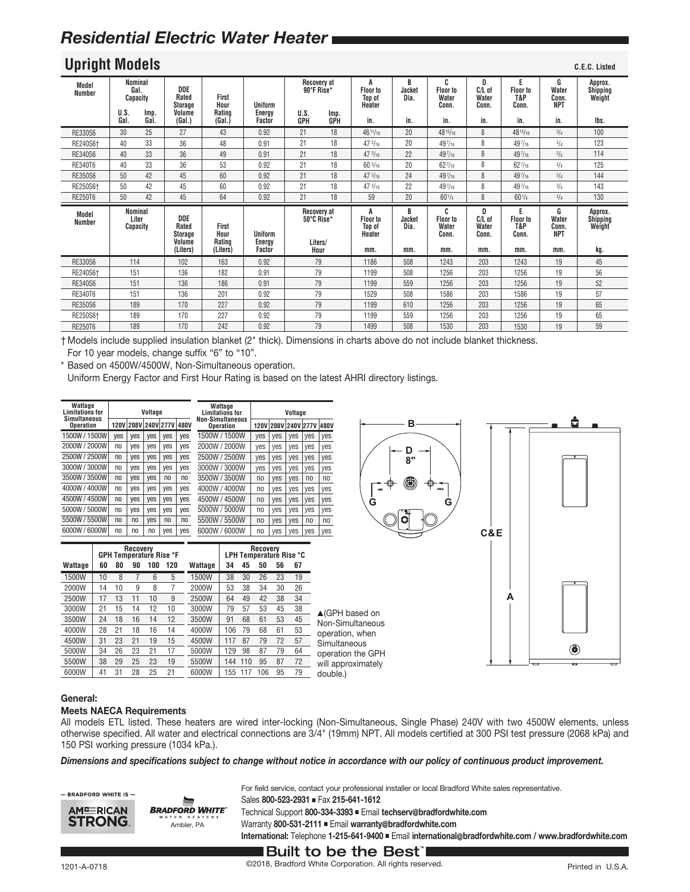# Residential Electric Water Heater

## Upright Models

C.E.C. Listed

| Model Number | Nominal Gal. Capacity U.S. Gal. | Nominal Gal. Capacity Imp. Gal. | DOE Rated Storage Volume (Gal.) | First Hour Rating (Gal.) | Uniform Energy Factor | Recovery at 90°F Rise* U.S. GPH | Recovery at 90°F Rise* Imp. GPH | A Floor to Top of Heater in. | B Jacket Dia. in. | C Floor to Water Conn. in. | D C/L of Water Conn. in. | E Floor to T&P Conn. in. | G Water Conn. NPT in. | Approx. Shipping Weight lbs. |
|---|---|---|---|---|---|---|---|---|---|---|---|---|---|---|
| RE330S6 | 30 | 25 | 27 | 43 | 0.92 | 21 | 18 | 46 11/16 | 20 | 48 15/16 | 8 | 48 15/16 | 3/4 | 100 |
| RE240S6† | 40 | 33 | 36 | 48 | 0.91 | 21 | 18 | 47 3/16 | 20 | 49 7/16 | 8 | 49 7/16 | 3/4 | 123 |
| RE340S6 | 40 | 33 | 36 | 49 | 0.91 | 21 | 18 | 47 3/16 | 22 | 49 7/16 | 8 | 49 7/16 | 3/4 | 114 |
| RE340T6 | 40 | 33 | 36 | 53 | 0.92 | 21 | 18 | 60 3/16 | 20 | 62 7/16 | 8 | 62 7/16 | 3/4 | 125 |
| RE350S6 | 50 | 42 | 45 | 60 | 0.92 | 21 | 18 | 47 3/16 | 24 | 49 7/16 | 8 | 49 7/16 | 3/4 | 144 |
| RE250S6† | 50 | 42 | 45 | 60 | 0.92 | 21 | 18 | 47 3/16 | 22 | 49 7/16 | 8 | 49 7/16 | 3/4 | 143 |
| RE250T6 | 50 | 42 | 45 | 64 | 0.92 | 21 | 18 | 59 | 20 | 60 1/4 | 8 | 60 1/4 | 3/4 | 130 |

| Model Number | Nominal Liter Capacity | DOE Rated Storage Volume (Liters) | First Hour Rating (Liters) | Uniform Energy Factor | Recovery at 50°C Rise* Liters/Hour | A Floor to Top of Heater mm. | B Jacket Dia. mm. | C Floor to Water Conn. mm. | D C/L of Water Conn. mm. | E Floor to T&P Conn. mm. | G Water Conn. NPT mm. | Approx. Shipping Weight kg. |
|---|---|---|---|---|---|---|---|---|---|---|---|---|
| RE330S6 | 114 | 102 | 163 | 0.92 | 79 | 1186 | 508 | 1243 | 203 | 1243 | 19 | 45 |
| RE240S6† | 151 | 136 | 182 | 0.91 | 79 | 1199 | 508 | 1256 | 203 | 1256 | 19 | 56 |
| RE340S6 | 151 | 136 | 186 | 0.91 | 79 | 1199 | 559 | 1256 | 203 | 1256 | 19 | 52 |
| RE340T6 | 151 | 136 | 201 | 0.92 | 79 | 1529 | 508 | 1586 | 203 | 1586 | 19 | 57 |
| RE350S6 | 189 | 170 | 227 | 0.92 | 79 | 1199 | 610 | 1256 | 203 | 1256 | 19 | 65 |
| RE250S6† | 189 | 170 | 227 | 0.92 | 79 | 1199 | 559 | 1256 | 203 | 1256 | 19 | 65 |
| RE250T6 | 189 | 170 | 242 | 0.92 | 79 | 1499 | 508 | 1530 | 203 | 1530 | 19 | 59 |

† Models include supplied insulation blanket (2" thick). Dimensions in charts above do not include blanket thickness.
For 10 year models, change suffix "6" to "10".

\* Based on 4500W/4500W, Non-Simultaneous operation.
Uniform Energy Factor and First Hour Rating is based on the latest AHRI directory listings.

| Wattage Limitations for Simultaneous Operation | Voltage 120V | 208V | 240V | 277V | 480V |
|---|---|---|---|---|---|
| 1500W / 1500W | yes | yes | yes | yes | yes |
| 2000W / 2000W | no | yes | yes | yes | yes |
| 2500W / 2500W | no | yes | yes | yes | yes |
| 3000W / 3000W | no | yes | yes | yes | yes |
| 3500W / 3500W | no | yes | yes | no | no |
| 4000W / 4000W | no | yes | yes | yes | yes |
| 4500W / 4500W | no | yes | yes | yes | yes |
| 5000W / 5000W | no | yes | yes | yes | yes |
| 5500W / 5500W | no | no | yes | no | no |
| 6000W / 6000W | no | no | no | yes | yes |

| Wattage Limitations for Non-Simultaneous Operation | Voltage 120V | 208V | 240V | 277V | 480V |
|---|---|---|---|---|---|
| 1500W / 1500W | yes | yes | yes | yes | yes |
| 2000W / 2000W | yes | yes | yes | yes | yes |
| 2500W / 2500W | yes | yes | yes | yes | yes |
| 3000W / 3000W | yes | yes | yes | yes | yes |
| 3500W / 3500W | no | yes | yes | no | no |
| 4000W / 4000W | no | yes | yes | yes | yes |
| 4500W / 4500W | no | yes | yes | yes | yes |
| 5000W / 5000W | no | yes | yes | yes | yes |
| 5500W / 5500W | no | yes | yes | no | no |
| 6000W / 6000W | no | yes | yes | yes | yes |

| Wattage | Recovery GPH Temperature Rise °F 60 | 80 | 90 | 100 | 120 |
|---|---|---|---|---|---|
| 1500W | 10 | 8 | 7 | 6 | 5 |
| 2000W | 14 | 10 | 9 | 8 | 7 |
| 2500W | 17 | 13 | 11 | 10 | 9 |
| 3000W | 21 | 15 | 14 | 12 | 10 |
| 3500W | 24 | 18 | 16 | 14 | 12 |
| 4000W | 28 | 21 | 18 | 16 | 14 |
| 4500W | 31 | 23 | 21 | 19 | 15 |
| 5000W | 34 | 26 | 23 | 21 | 17 |
| 5500W | 38 | 29 | 25 | 23 | 19 |
| 6000W | 41 | 31 | 28 | 25 | 21 |

| Wattage | Recovery LPH Temperature Rise °C 34 | 45 | 50 | 56 | 67 |
|---|---|---|---|---|---|
| 1500W | 38 | 30 | 26 | 23 | 19 |
| 2000W | 53 | 38 | 34 | 30 | 26 |
| 2500W | 64 | 49 | 42 | 38 | 34 |
| 3000W | 79 | 57 | 53 | 45 | 38 |
| 3500W | 91 | 68 | 61 | 53 | 45 |
| 4000W | 106 | 79 | 68 | 61 | 53 |
| 4500W | 117 | 87 | 79 | 72 | 57 |
| 5000W | 129 | 98 | 87 | 79 | 64 |
| 5500W | 144 | 110 | 95 | 87 | 72 |
| 6000W | 155 | 117 | 106 | 95 | 79 |

▲(GPH based on Non-Simultaneous operation, when Simultaneous operation the GPH will approximately double.)

B
D
8"
G
G
C&E
A

**General:**

**Meets NAECA Requirements**

All models ETL listed. These heaters are wired inter-locking (Non-Simultaneous, Single Phase) 240V with two 4500W elements, unless otherwise specified. All water and electrical connections are 3/4" (19mm) NPT. All models certified at 300 PSI test pressure (2068 kPa) and 150 PSI working pressure (1034 kPa.).

***Dimensions and specifications subject to change without notice in accordance with our policy of continuous product improvement.***

— BRADFORD WHITE IS — AMERICAN STRONG.

BRADFORD WHITE® WATER HEATERS
Ambler, PA

For field service, contact your professional installer or local Bradford White sales representative.

Sales **800-523-2931** ■ Fax **215-641-1612**

Technical Support **800-334-3393** ■ Email **techserv@bradfordwhite.com**

Warranty **800-531-2111** ■ Email **warranty@bradfordwhite.com**

**International:** Telephone **1-215-641-9400** ■ Email **international@bradfordwhite.com / www.bradfordwhite.com**

**Built to be the Best™**

1201-A-0718

©2018, Bradford White Corporation. All rights reserved.

Printed in U.S.A.